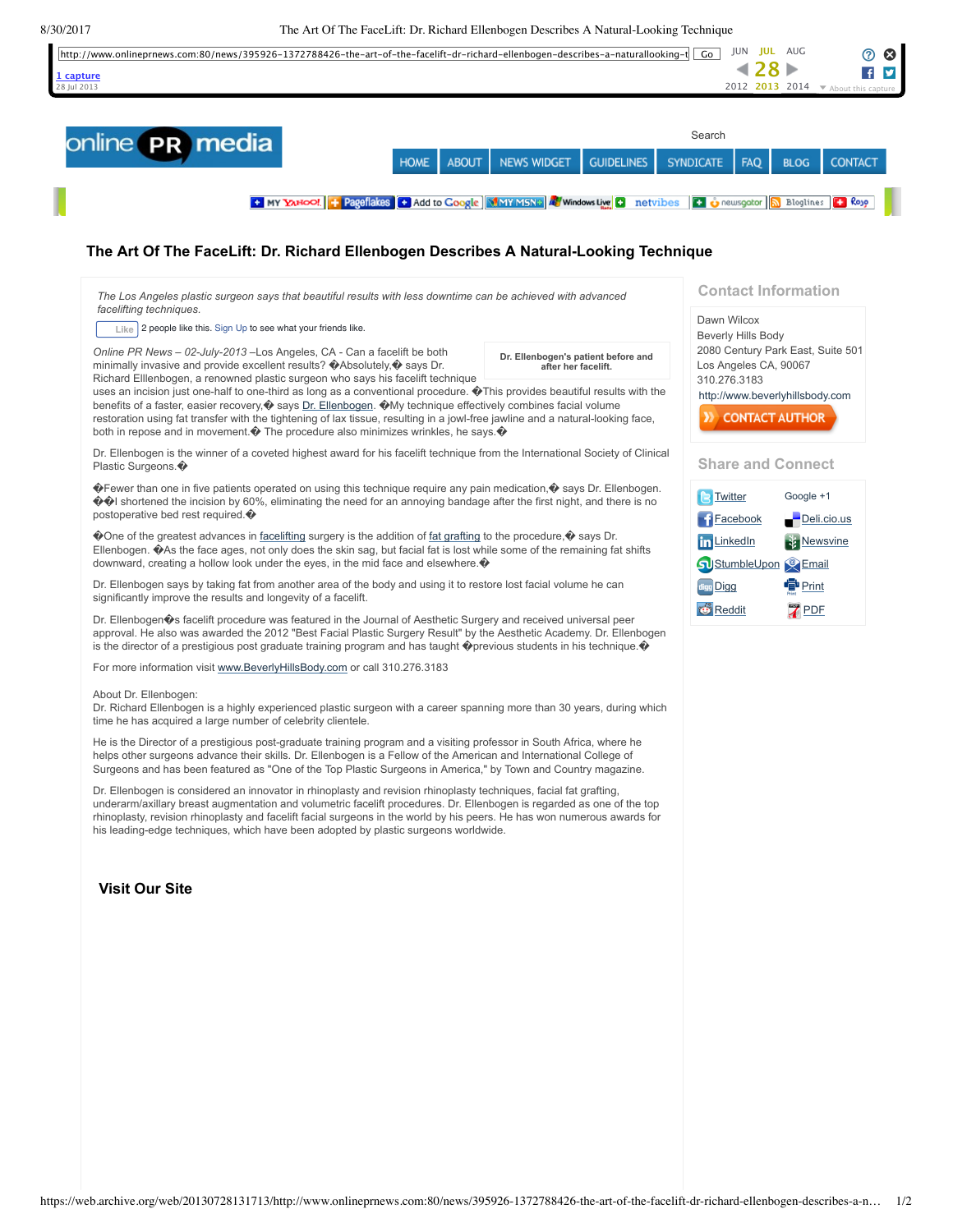# The Art Of The FaceLift: Dr. Richard Ellenbogen Describes A Natural-Looking Technique

*The Los Angeles plastic surgeon says that beautiful results with less downtime can be achieved with advanced facelifting techniques.*

Like 2 people like this. Sign Up to see what your friends like.

**Dr. Ellenbogen's patient before and after her facelift.**

*Online PR News – 02-July-2013* –Los Angeles, CA - Can a facelift be both minimally invasive and provide excellent results? �Absolutely,� says Dr. Richard Elllenbogen, a renowned plastic surgeon who says his facelift technique uses an incision just one-half to one-third as long as a conventional procedure. �This provides beautiful results with the benefits of a faster, easier recovery,� says Dr. Ellenbogen. �My technique effectively combines facial volume restoration using fat transfer with the tightening of lax tissue, resulting in a jowl-free jawline and a natural-looking face, both in repose and in movement.� The procedure also minimizes wrinkles, he says.�

Dr. Ellenbogen is the winner of a coveted highest award for his facelift technique from the International Society of Clinical Plastic Surgeons.�

�Fewer than one in five patients operated on using this technique require any pain medication,� says Dr. Ellenbogen. ��I shortened the incision by 60%, eliminating the need for an annoying bandage after the first night, and there is no postoperative bed rest required.�

�One of the greatest advances in facelifting surgery is the addition of fat grafting to the procedure,� says Dr. Ellenbogen. �As the face ages, not only does the skin sag, but facial fat is lost while some of the remaining fat shifts downward, creating a hollow look under the eyes, in the mid face and elsewhere.�

Dr. Ellenbogen says by taking fat from another area of the body and using it to restore lost facial volume he can significantly improve the results and longevity of a facelift.

Dr. Ellenbogen�s facelift procedure was featured in the Journal of Aesthetic Surgery and received universal peer approval. He also was awarded the 2012 "Best Facial Plastic Surgery Result" by the Aesthetic Academy. Dr. Ellenbogen is the director of a prestigious post graduate training program and has taught �previous students in his technique.�

For more information visit www.BeverlyHillsBody.com or call 310.276.3183

About Dr. Ellenbogen:
Dr. Richard Ellenbogen is a highly experienced plastic surgeon with a career spanning more than 30 years, during which time he has acquired a large number of celebrity clientele.

He is the Director of a prestigious post-graduate training program and a visiting professor in South Africa, where he helps other surgeons advance their skills. Dr. Ellenbogen is a Fellow of the American and International College of Surgeons and has been featured as "One of the Top Plastic Surgeons in America," by Town and Country magazine.

Dr. Ellenbogen is considered an innovator in rhinoplasty and revision rhinoplasty techniques, facial fat grafting, underarm/axillary breast augmentation and volumetric facelift procedures. Dr. Ellenbogen is regarded as one of the top rhinoplasty, revision rhinoplasty and facelift facial surgeons in the world by his peers. He has won numerous awards for his leading-edge techniques, which have been adopted by plastic surgeons worldwide.

## Visit Our Site

## Contact Information

Dawn Wilcox
Beverly Hills Body
2080 Century Park East, Suite 501
Los Angeles CA, 90067
310.276.3183
http://www.beverlyhillsbody.com

CONTACT AUTHOR

## Share and Connect

- Twitter
- Google +1
- Facebook
- Deli.cio.us
- LinkedIn
- Newsvine
- StumbleUpon
- Email
- Digg
- Print
- Reddit
- PDF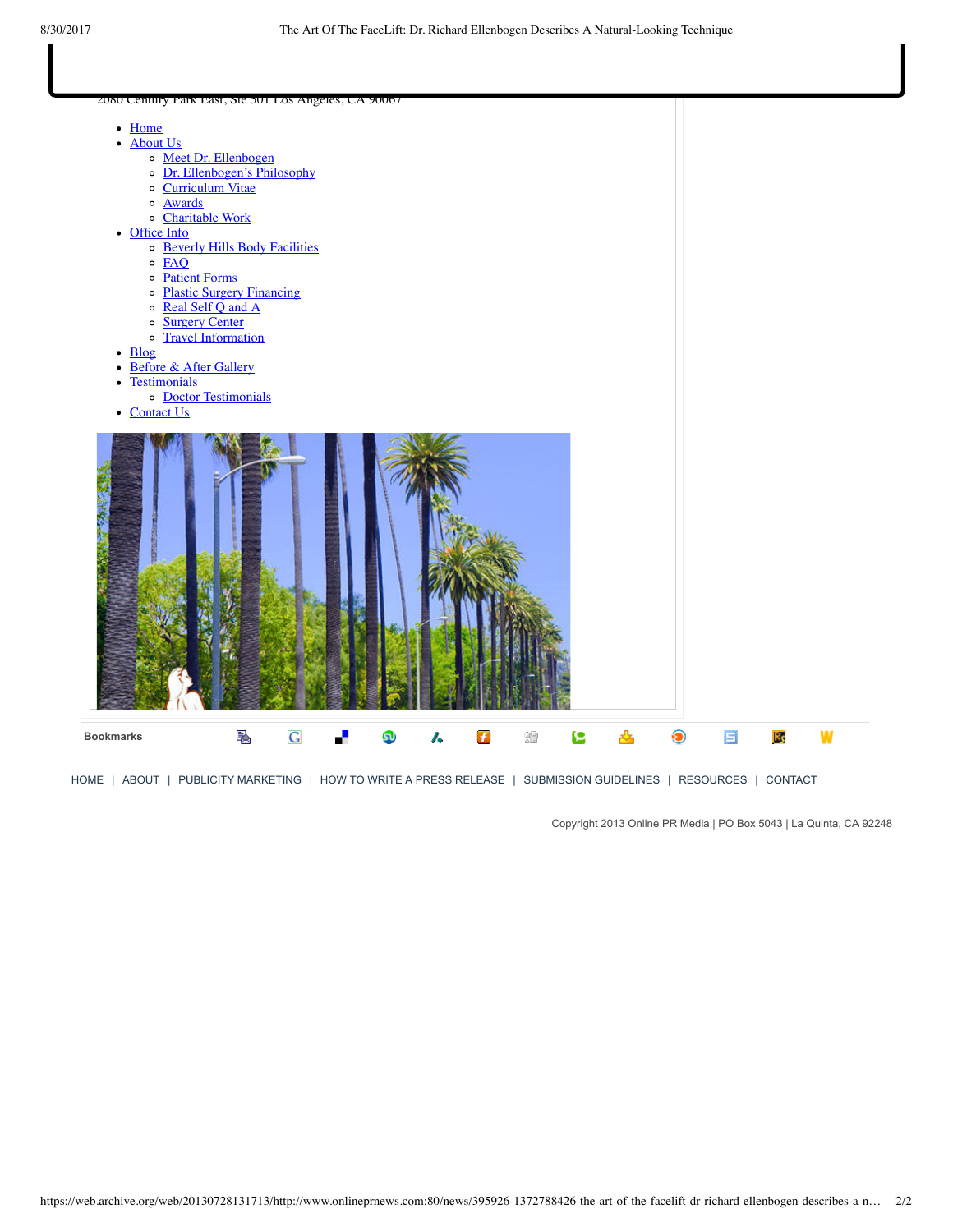2080 Century Park East, Ste 501 Los Angeles, CA 90067

- Home
- About Us
  - Meet Dr. Ellenbogen
  - Dr. Ellenbogen's Philosophy
  - Curriculum Vitae
  - Awards
  - Charitable Work
- Office Info
  - Beverly Hills Body Facilities
  - FAQ
  - Patient Forms
  - Plastic Surgery Financing
  - Real Self Q and A
  - Surgery Center
  - Travel Information
- Blog
- Before & After Gallery
- Testimonials
  - Doctor Testimonials
- Contact Us

**Bookmarks**

HOME | ABOUT | PUBLICITY MARKETING | HOW TO WRITE A PRESS RELEASE | SUBMISSION GUIDELINES | RESOURCES | CONTACT

Copyright 2013 Online PR Media | PO Box 5043 | La Quinta, CA 92248